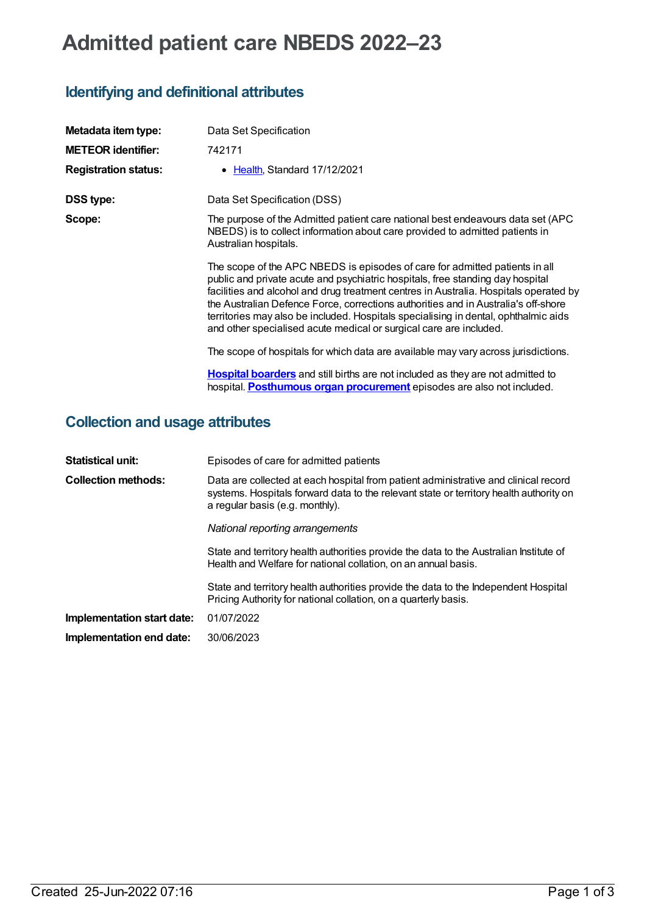# Admitted patient care NBEDS 2022–23

## Identifying and definitional attributes

| | |
|---|---|
| **Metadata item type:** | Data Set Specification |
| **METEOR identifier:** | 742171 |
| **Registration status:** | • Health, Standard 17/12/2021 |
| **DSS type:** | Data Set Specification (DSS) |
| **Scope:** | The purpose of the Admitted patient care national best endeavours data set (APC NBEDS) is to collect information about care provided to admitted patients in Australian hospitals.<br><br>The scope of the APC NBEDS is episodes of care for admitted patients in all public and private acute and psychiatric hospitals, free standing day hospital facilities and alcohol and drug treatment centres in Australia. Hospitals operated by the Australian Defence Force, corrections authorities and in Australia's off-shore territories may also be included. Hospitals specialising in dental, ophthalmic aids and other specialised acute medical or surgical care are included.<br><br>The scope of hospitals for which data are available may vary across jurisdictions.<br><br>**Hospital boarders** and still births are not included as they are not admitted to hospital. **Posthumous organ procurement** episodes are also not included. |

## Collection and usage attributes

| | |
|---|---|
| **Statistical unit:** | Episodes of care for admitted patients |
| **Collection methods:** | Data are collected at each hospital from patient administrative and clinical record systems. Hospitals forward data to the relevant state or territory health authority on a regular basis (e.g. monthly).<br><br>*National reporting arrangements*<br><br>State and territory health authorities provide the data to the Australian Institute of Health and Welfare for national collation, on an annual basis.<br><br>State and territory health authorities provide the data to the Independent Hospital Pricing Authority for national collation, on a quarterly basis. |
| **Implementation start date:** | 01/07/2022 |
| **Implementation end date:** | 30/06/2023 |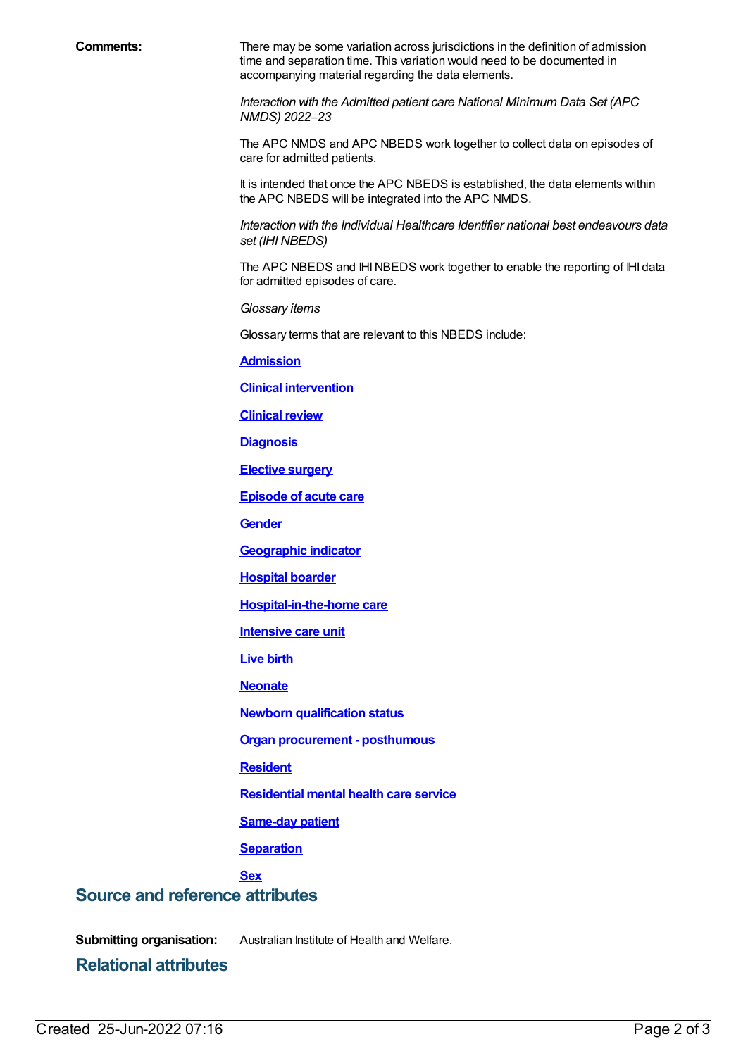**Comments:**

There may be some variation across jurisdictions in the definition of admission time and separation time. This variation would need to be documented in accompanying material regarding the data elements.

*Interaction with the Admitted patient care National Minimum Data Set (APC NMDS) 2022–23*

The APC NMDS and APC NBEDS work together to collect data on episodes of care for admitted patients.

It is intended that once the APC NBEDS is established, the data elements within the APC NBEDS will be integrated into the APC NMDS.

*Interaction with the Individual Healthcare Identifier national best endeavours data set (IHI NBEDS)*

The APC NBEDS and IHI NBEDS work together to enable the reporting of IHI data for admitted episodes of care.

*Glossary items*

Glossary terms that are relevant to this NBEDS include:

**Admission**

**Clinical intervention**

**Clinical review**

**Diagnosis**

**Elective surgery**

**Episode of acute care**

**Gender**

**Geographic indicator**

**Hospital boarder**

**Hospital-in-the-home care**

**Intensive care unit**

**Live birth**

**Neonate**

**Newborn qualification status**

**Organ procurement - posthumous**

**Resident**

**Residential mental health care service**

**Same-day patient**

**Separation**

**Sex**

## Source and reference attributes

**Submitting organisation:** Australian Institute of Health and Welfare.

## Relational attributes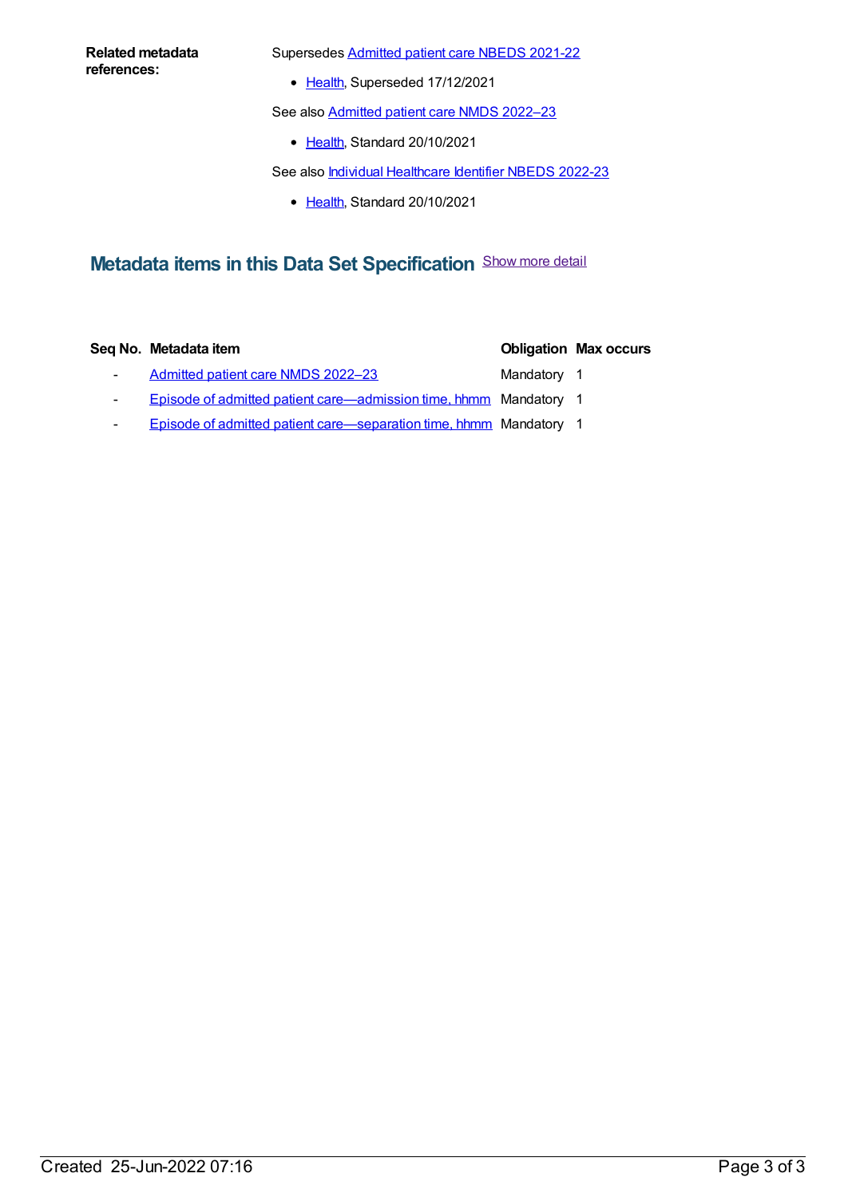**Related metadata references:**

Supersedes Admitted patient care NBEDS 2021-22

- Health, Superseded 17/12/2021

See also Admitted patient care NMDS 2022–23

- Health, Standard 20/10/2021

See also Individual Healthcare Identifier NBEDS 2022-23

- Health, Standard 20/10/2021

## Metadata items in this Data Set Specification

Show more detail

| Seq No. | Metadata item | Obligation | Max occurs |
| --- | --- | --- | --- |
| - | Admitted patient care NMDS 2022–23 | Mandatory | 1 |
| - | Episode of admitted patient care—admission time, hhmm | Mandatory | 1 |
| - | Episode of admitted patient care—separation time, hhmm | Mandatory | 1 |